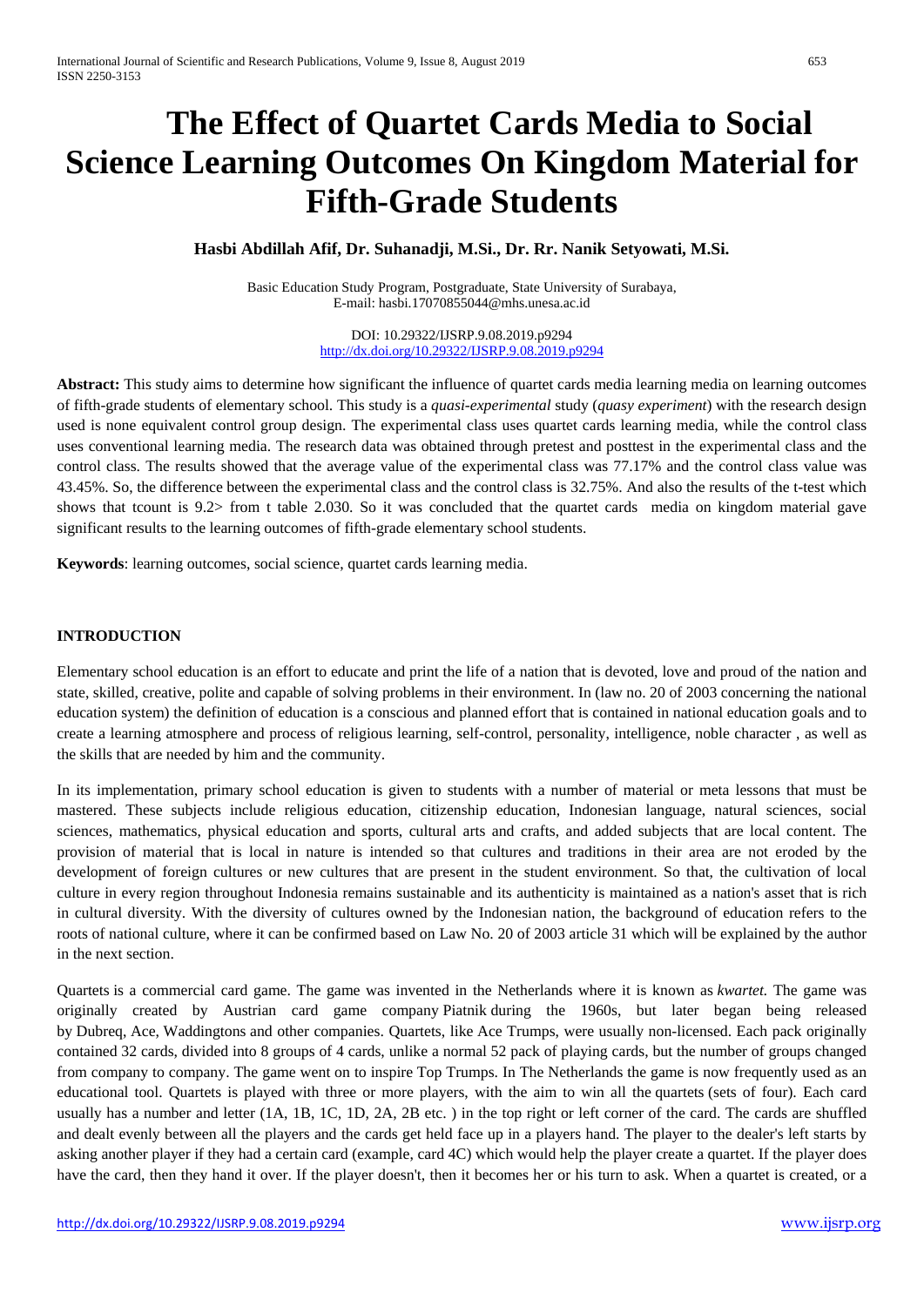# The Effect of Quartet Cards Media to Social Science Learning Outcomes On Kingdom Material for Fifth-Grade Students

**Hasbi Abdillah Afif, Dr. Suhanadji, M.Si., Dr. Rr. Nanik Setyowati, M.Si.**

Basic Education Study Program, Postgraduate, State University of Surabaya,
E-mail: hasbi.17070855044@mhs.unesa.ac.id

DOI: 10.29322/IJSRP.9.08.2019.p9294
http://dx.doi.org/10.29322/IJSRP.9.08.2019.p9294

**Abstract:** This study aims to determine how significant the influence of quartet cards media learning media on learning outcomes of fifth-grade students of elementary school. This study is a *quasi-experimental* study (*quasy experiment*) with the research design used is none equivalent control group design. The experimental class uses quartet cards learning media, while the control class uses conventional learning media. The research data was obtained through pretest and posttest in the experimental class and the control class. The results showed that the average value of the experimental class was 77.17% and the control class value was 43.45%. So, the difference between the experimental class and the control class is 32.75%. And also the results of the t-test which shows that tcount is 9.2> from t table 2.030. So it was concluded that the quartet cards media on kingdom material gave significant results to the learning outcomes of fifth-grade elementary school students.

**Keywords**: learning outcomes, social science, quartet cards learning media.

## INTRODUCTION

Elementary school education is an effort to educate and print the life of a nation that is devoted, love and proud of the nation and state, skilled, creative, polite and capable of solving problems in their environment. In (law no. 20 of 2003 concerning the national education system) the definition of education is a conscious and planned effort that is contained in national education goals and to create a learning atmosphere and process of religious learning, self-control, personality, intelligence, noble character , as well as the skills that are needed by him and the community.

In its implementation, primary school education is given to students with a number of material or meta lessons that must be mastered. These subjects include religious education, citizenship education, Indonesian language, natural sciences, social sciences, mathematics, physical education and sports, cultural arts and crafts, and added subjects that are local content. The provision of material that is local in nature is intended so that cultures and traditions in their area are not eroded by the development of foreign cultures or new cultures that are present in the student environment. So that, the cultivation of local culture in every region throughout Indonesia remains sustainable and its authenticity is maintained as a nation's asset that is rich in cultural diversity. With the diversity of cultures owned by the Indonesian nation, the background of education refers to the roots of national culture, where it can be confirmed based on Law No. 20 of 2003 article 31 which will be explained by the author in the next section.

Quartets is a commercial card game. The game was invented in the Netherlands where it is known as *kwartet.* The game was originally created by Austrian card game company Piatnik during the 1960s, but later began being released by Dubreq, Ace, Waddingtons and other companies. Quartets, like Ace Trumps, were usually non-licensed. Each pack originally contained 32 cards, divided into 8 groups of 4 cards, unlike a normal 52 pack of playing cards, but the number of groups changed from company to company. The game went on to inspire Top Trumps. In The Netherlands the game is now frequently used as an educational tool. Quartets is played with three or more players, with the aim to win all the quartets (sets of four). Each card usually has a number and letter (1A, 1B, 1C, 1D, 2A, 2B etc. ) in the top right or left corner of the card. The cards are shuffled and dealt evenly between all the players and the cards get held face up in a players hand. The player to the dealer's left starts by asking another player if they had a certain card (example, card 4C) which would help the player create a quartet. If the player does have the card, then they hand it over. If the player doesn't, then it becomes her or his turn to ask. When a quartet is created, or a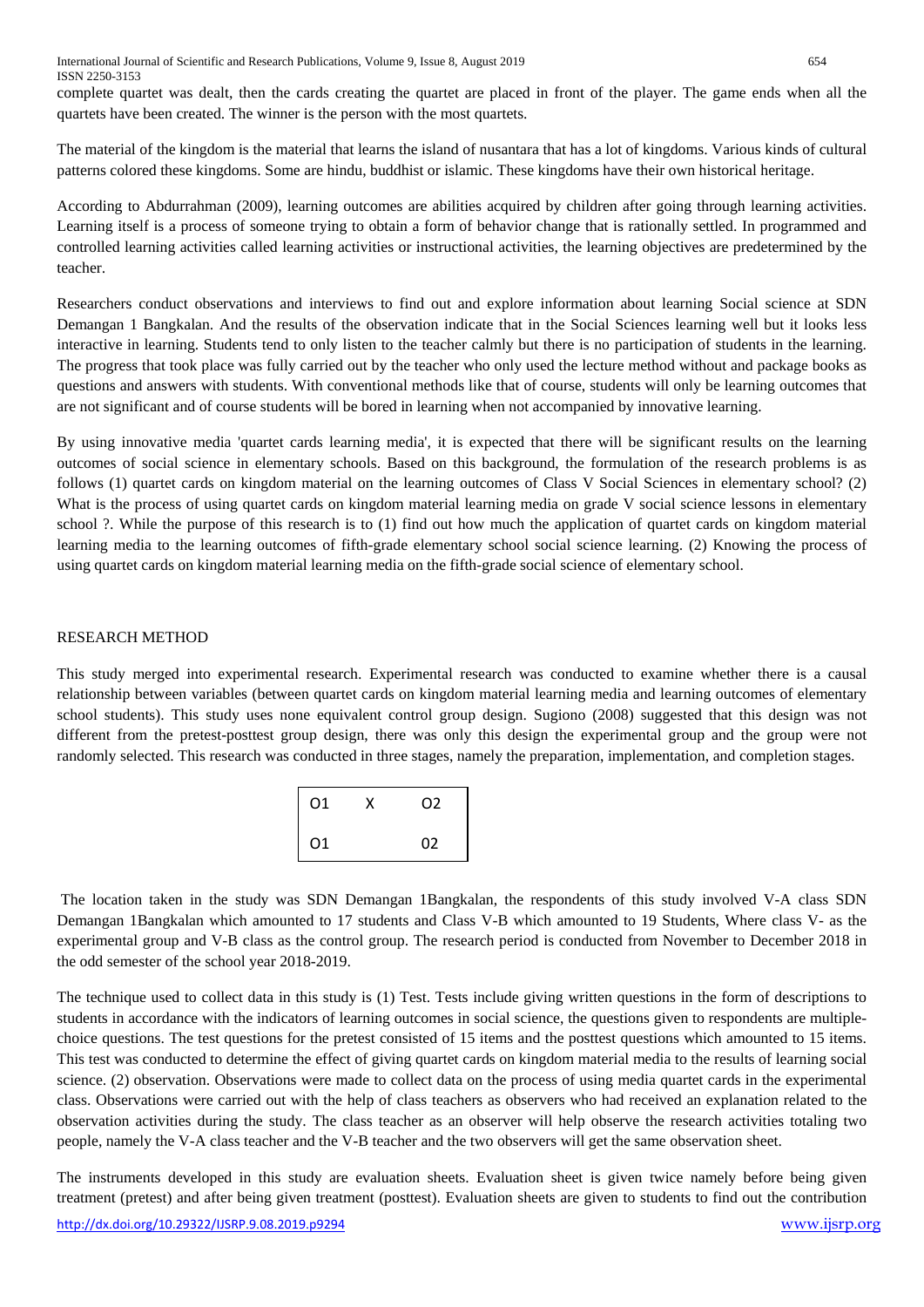complete quartet was dealt, then the cards creating the quartet are placed in front of the player. The game ends when all the quartets have been created. The winner is the person with the most quartets.

The material of the kingdom is the material that learns the island of nusantara that has a lot of kingdoms. Various kinds of cultural patterns colored these kingdoms. Some are hindu, buddhist or islamic. These kingdoms have their own historical heritage.

According to Abdurrahman (2009), learning outcomes are abilities acquired by children after going through learning activities. Learning itself is a process of someone trying to obtain a form of behavior change that is rationally settled. In programmed and controlled learning activities called learning activities or instructional activities, the learning objectives are predetermined by the teacher.

Researchers conduct observations and interviews to find out and explore information about learning Social science at SDN Demangan 1 Bangkalan. And the results of the observation indicate that in the Social Sciences learning well but it looks less interactive in learning. Students tend to only listen to the teacher calmly but there is no participation of students in the learning. The progress that took place was fully carried out by the teacher who only used the lecture method without and package books as questions and answers with students. With conventional methods like that of course, students will only be learning outcomes that are not significant and of course students will be bored in learning when not accompanied by innovative learning.

By using innovative media 'quartet cards learning media', it is expected that there will be significant results on the learning outcomes of social science in elementary schools. Based on this background, the formulation of the research problems is as follows (1) quartet cards on kingdom material on the learning outcomes of Class V Social Sciences in elementary school? (2) What is the process of using quartet cards on kingdom material learning media on grade V social science lessons in elementary school ?. While the purpose of this research is to (1) find out how much the application of quartet cards on kingdom material learning media to the learning outcomes of fifth-grade elementary school social science learning. (2) Knowing the process of using quartet cards on kingdom material learning media on the fifth-grade social science of elementary school.

## RESEARCH METHOD

This study merged into experimental research. Experimental research was conducted to examine whether there is a causal relationship between variables (between quartet cards on kingdom material learning media and learning outcomes of elementary school students). This study uses none equivalent control group design. Sugiono (2008) suggested that this design was not different from the pretest-posttest group design, there was only this design the experimental group and the group were not randomly selected. This research was conducted in three stages, namely the preparation, implementation, and completion stages.

| O1 | X | O2 |
|---|---|---|
| O1 | | 02 |

The location taken in the study was SDN Demangan 1Bangkalan, the respondents of this study involved V-A class SDN Demangan 1Bangkalan which amounted to 17 students and Class V-B which amounted to 19 Students, Where class V- as the experimental group and V-B class as the control group. The research period is conducted from November to December 2018 in the odd semester of the school year 2018-2019.

The technique used to collect data in this study is (1) Test. Tests include giving written questions in the form of descriptions to students in accordance with the indicators of learning outcomes in social science, the questions given to respondents are multiple-choice questions. The test questions for the pretest consisted of 15 items and the posttest questions which amounted to 15 items. This test was conducted to determine the effect of giving quartet cards on kingdom material media to the results of learning social science. (2) observation. Observations were made to collect data on the process of using media quartet cards in the experimental class. Observations were carried out with the help of class teachers as observers who had received an explanation related to the observation activities during the study. The class teacher as an observer will help observe the research activities totaling two people, namely the V-A class teacher and the V-B teacher and the two observers will get the same observation sheet.

The instruments developed in this study are evaluation sheets. Evaluation sheet is given twice namely before being given treatment (pretest) and after being given treatment (posttest). Evaluation sheets are given to students to find out the contribution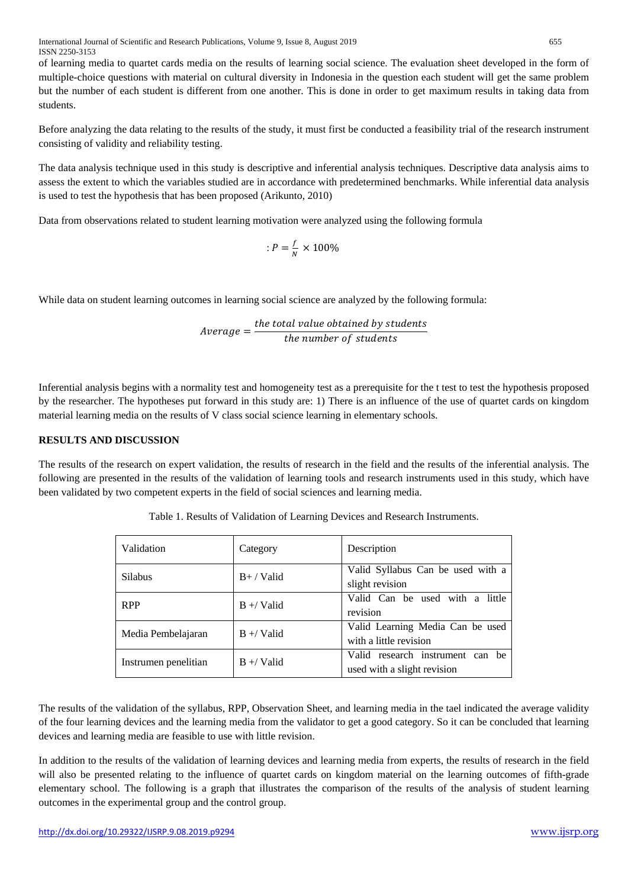of learning media to quartet cards media on the results of learning social science. The evaluation sheet developed in the form of multiple-choice questions with material on cultural diversity in Indonesia in the question each student will get the same problem but the number of each student is different from one another. This is done in order to get maximum results in taking data from students.

Before analyzing the data relating to the results of the study, it must first be conducted a feasibility trial of the research instrument consisting of validity and reliability testing.

The data analysis technique used in this study is descriptive and inferential analysis techniques. Descriptive data analysis aims to assess the extent to which the variables studied are in accordance with predetermined benchmarks. While inferential data analysis is used to test the hypothesis that has been proposed (Arikunto, 2010)

Data from observations related to student learning motivation were analyzed using the following formula

$$: P = \frac{f}{N} \times 100\%$$

While data on student learning outcomes in learning social science are analyzed by the following formula:

$$Average = \frac{the\ total\ value\ obtained\ by\ students}{the\ number\ of\ students}$$

Inferential analysis begins with a normality test and homogeneity test as a prerequisite for the t test to test the hypothesis proposed by the researcher. The hypotheses put forward in this study are: 1) There is an influence of the use of quartet cards on kingdom material learning media on the results of V class social science learning in elementary schools.

**RESULTS AND DISCUSSION**

The results of the research on expert validation, the results of research in the field and the results of the inferential analysis. The following are presented in the results of the validation of learning tools and research instruments used in this study, which have been validated by two competent experts in the field of social sciences and learning media.

Table 1. Results of Validation of Learning Devices and Research Instruments.

| Validation | Category | Description |
|---|---|---|
| Silabus | B+ / Valid | Valid Syllabus Can be used with a slight revision |
| RPP | B +/ Valid | Valid Can be used with a little revision |
| Media Pembelajaran | B +/ Valid | Valid Learning Media Can be used with a little revision |
| Instrumen penelitian | B +/ Valid | Valid research instrument can be used with a slight revision |

The results of the validation of the syllabus, RPP, Observation Sheet, and learning media in the tael indicated the average validity of the four learning devices and the learning media from the validator to get a good category. So it can be concluded that learning devices and learning media are feasible to use with little revision.

In addition to the results of the validation of learning devices and learning media from experts, the results of research in the field will also be presented relating to the influence of quartet cards on kingdom material on the learning outcomes of fifth-grade elementary school. The following is a graph that illustrates the comparison of the results of the analysis of student learning outcomes in the experimental group and the control group.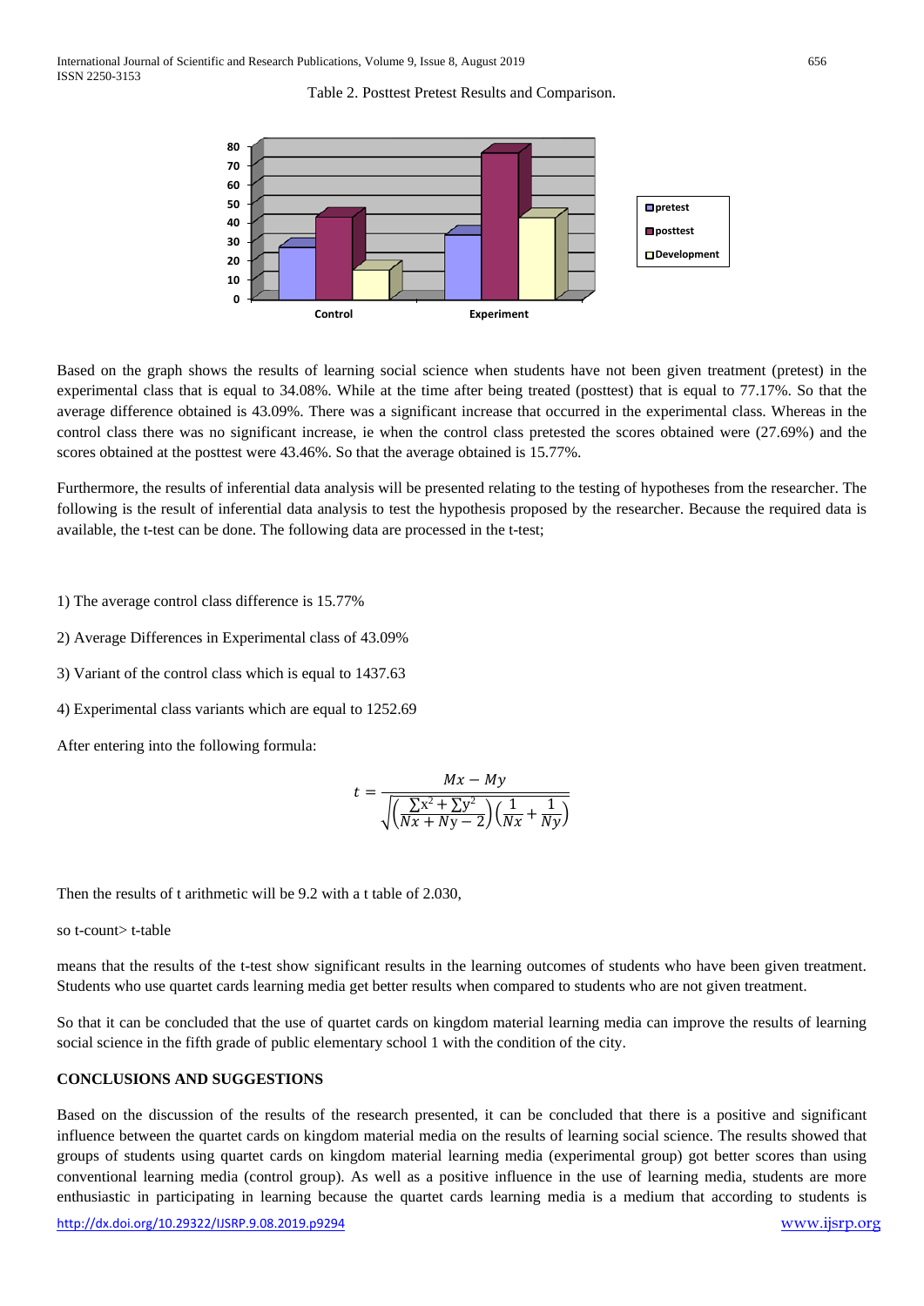Table 2. Posttest Pretest Results and Comparison.

Based on the graph shows the results of learning social science when students have not been given treatment (pretest) in the experimental class that is equal to 34.08%. While at the time after being treated (posttest) that is equal to 77.17%. So that the average difference obtained is 43.09%. There was a significant increase that occurred in the experimental class. Whereas in the control class there was no significant increase, ie when the control class pretested the scores obtained were (27.69%) and the scores obtained at the posttest were 43.46%. So that the average obtained is 15.77%.

Furthermore, the results of inferential data analysis will be presented relating to the testing of hypotheses from the researcher. The following is the result of inferential data analysis to test the hypothesis proposed by the researcher. Because the required data is available, the t-test can be done. The following data are processed in the t-test;

1) The average control class difference is 15.77%

2) Average Differences in Experimental class of 43.09%

3) Variant of the control class which is equal to 1437.63

4) Experimental class variants which are equal to 1252.69

After entering into the following formula:

$$t = \frac{Mx - My}{\sqrt{\left(\frac{\sum x^2 + \sum y^2}{Nx + Ny - 2}\right)\left(\frac{1}{Nx} + \frac{1}{Ny}\right)}}$$

Then the results of t arithmetic will be 9.2 with a t table of 2.030,

so t-count> t-table

means that the results of the t-test show significant results in the learning outcomes of students who have been given treatment. Students who use quartet cards learning media get better results when compared to students who are not given treatment.

So that it can be concluded that the use of quartet cards on kingdom material learning media can improve the results of learning social science in the fifth grade of public elementary school 1 with the condition of the city.

## CONCLUSIONS AND SUGGESTIONS

Based on the discussion of the results of the research presented, it can be concluded that there is a positive and significant influence between the quartet cards on kingdom material media on the results of learning social science. The results showed that groups of students using quartet cards on kingdom material learning media (experimental group) got better scores than using conventional learning media (control group). As well as a positive influence in the use of learning media, students are more enthusiastic in participating in learning because the quartet cards learning media is a medium that according to students is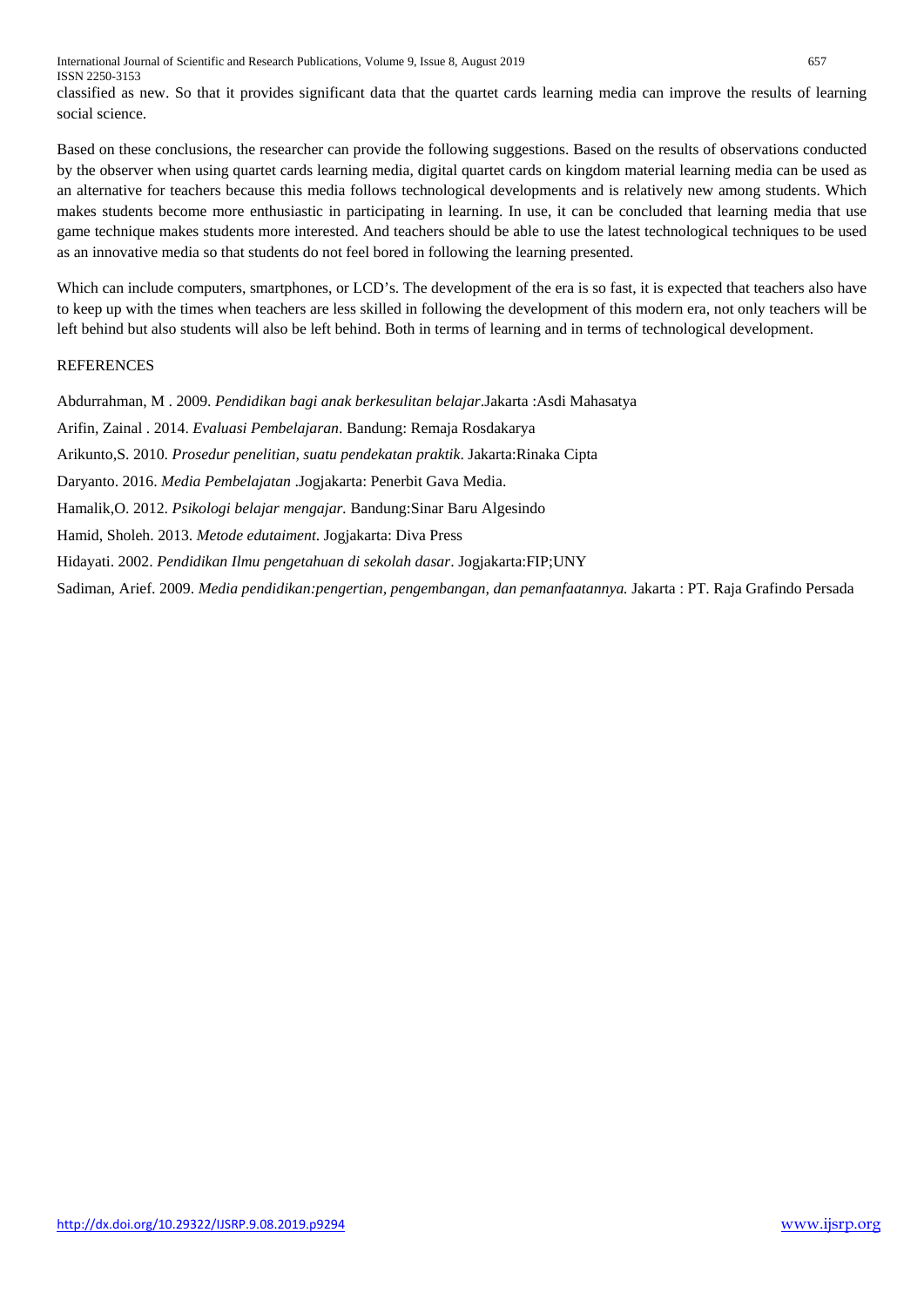classified as new. So that it provides significant data that the quartet cards learning media can improve the results of learning social science.

Based on these conclusions, the researcher can provide the following suggestions. Based on the results of observations conducted by the observer when using quartet cards learning media, digital quartet cards on kingdom material learning media can be used as an alternative for teachers because this media follows technological developments and is relatively new among students. Which makes students become more enthusiastic in participating in learning. In use, it can be concluded that learning media that use game technique makes students more interested. And teachers should be able to use the latest technological techniques to be used as an innovative media so that students do not feel bored in following the learning presented.

Which can include computers, smartphones, or LCD's. The development of the era is so fast, it is expected that teachers also have to keep up with the times when teachers are less skilled in following the development of this modern era, not only teachers will be left behind but also students will also be left behind. Both in terms of learning and in terms of technological development.

## REFERENCES

Abdurrahman, M . 2009. *Pendidikan bagi anak berkesulitan belajar*.Jakarta :Asdi Mahasatya

Arifin, Zainal . 2014. *Evaluasi Pembelajaran*. Bandung: Remaja Rosdakarya

Arikunto,S. 2010. *Prosedur penelitian, suatu pendekatan praktik*. Jakarta:Rinaka Cipta

Daryanto. 2016. *Media Pembelajatan* .Jogjakarta: Penerbit Gava Media.

Hamalik,O. 2012. *Psikologi belajar mengajar.* Bandung:Sinar Baru Algesindo

Hamid, Sholeh. 2013. *Metode edutaiment*. Jogjakarta: Diva Press

Hidayati. 2002. *Pendidikan Ilmu pengetahuan di sekolah dasar*. Jogjakarta:FIP;UNY

Sadiman, Arief. 2009. *Media pendidikan:pengertian, pengembangan, dan pemanfaatannya.* Jakarta : PT. Raja Grafindo Persada